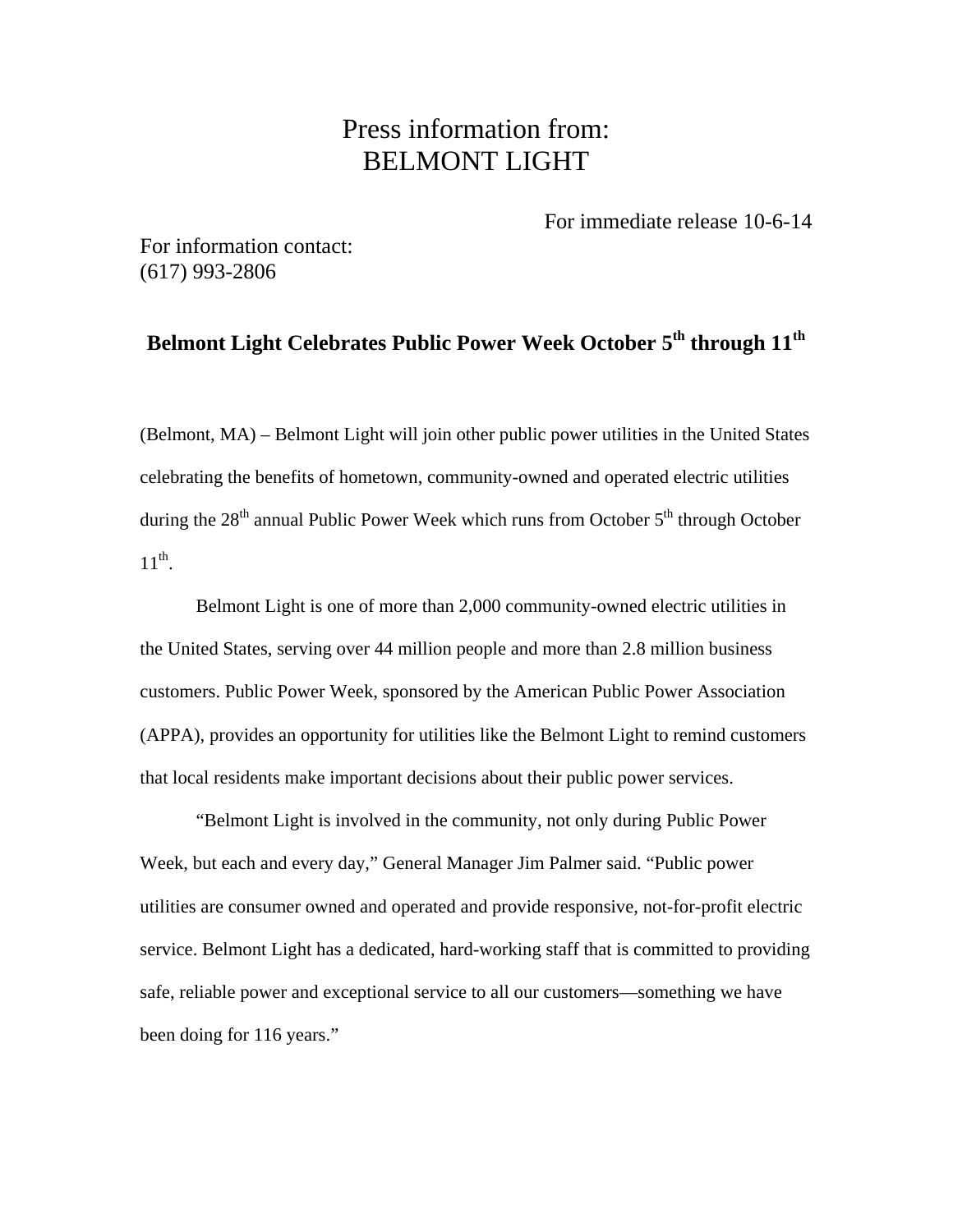# Press information from:
# BELMONT LIGHT

For immediate release 10-6-14

For information contact:
(617) 993-2806

## Belmont Light Celebrates Public Power Week October 5th through 11th

(Belmont, MA) – Belmont Light will join other public power utilities in the United States celebrating the benefits of hometown, community-owned and operated electric utilities during the 28th annual Public Power Week which runs from October 5th through October 11th.

Belmont Light is one of more than 2,000 community-owned electric utilities in the United States, serving over 44 million people and more than 2.8 million business customers. Public Power Week, sponsored by the American Public Power Association (APPA), provides an opportunity for utilities like the Belmont Light to remind customers that local residents make important decisions about their public power services.

"Belmont Light is involved in the community, not only during Public Power Week, but each and every day," General Manager Jim Palmer said. "Public power utilities are consumer owned and operated and provide responsive, not-for-profit electric service. Belmont Light has a dedicated, hard-working staff that is committed to providing safe, reliable power and exceptional service to all our customers—something we have been doing for 116 years."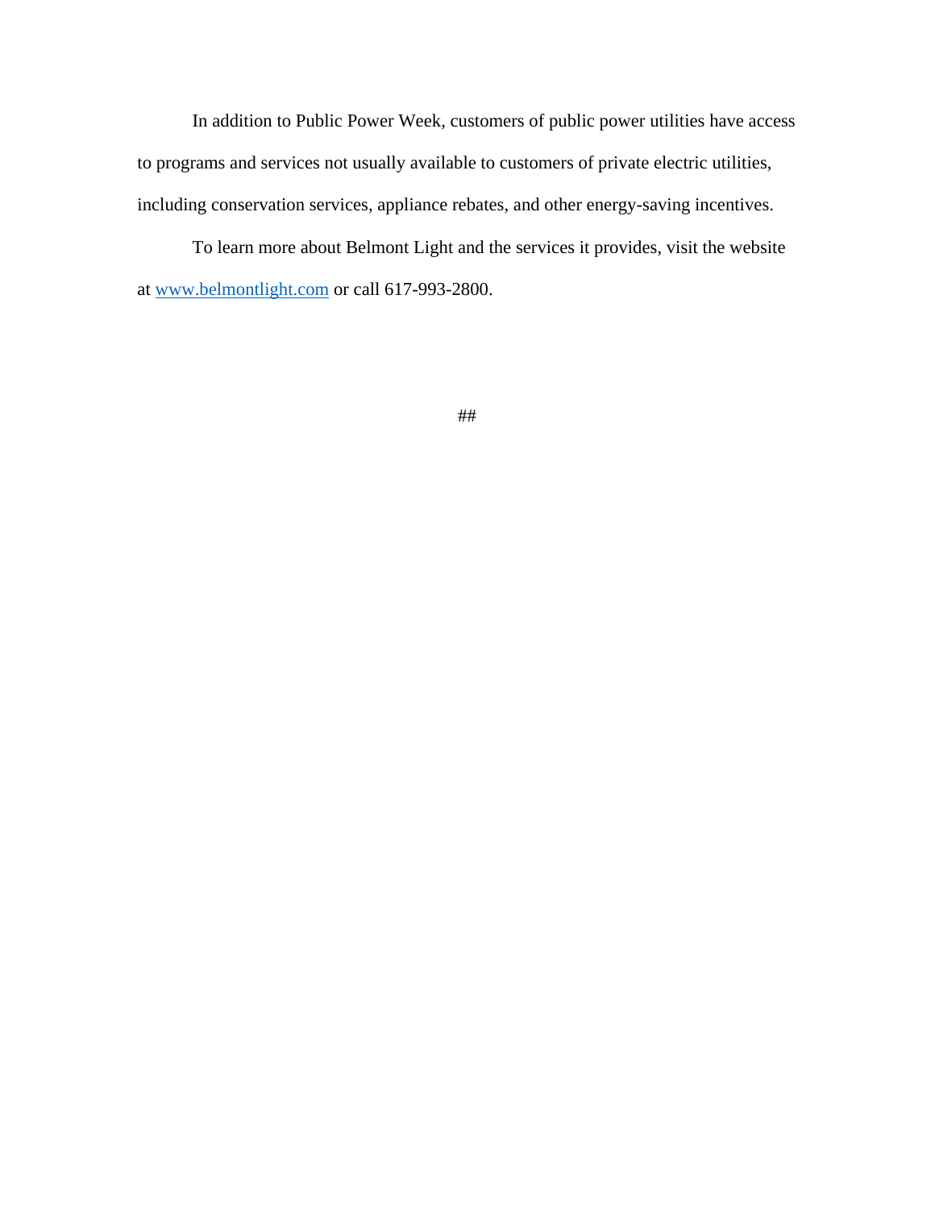In addition to Public Power Week, customers of public power utilities have access to programs and services not usually available to customers of private electric utilities, including conservation services, appliance rebates, and other energy-saving incentives.

To learn more about Belmont Light and the services it provides, visit the website at [www.belmontlight.com](http://www.belmontlight.com) or call 617-993-2800.

##